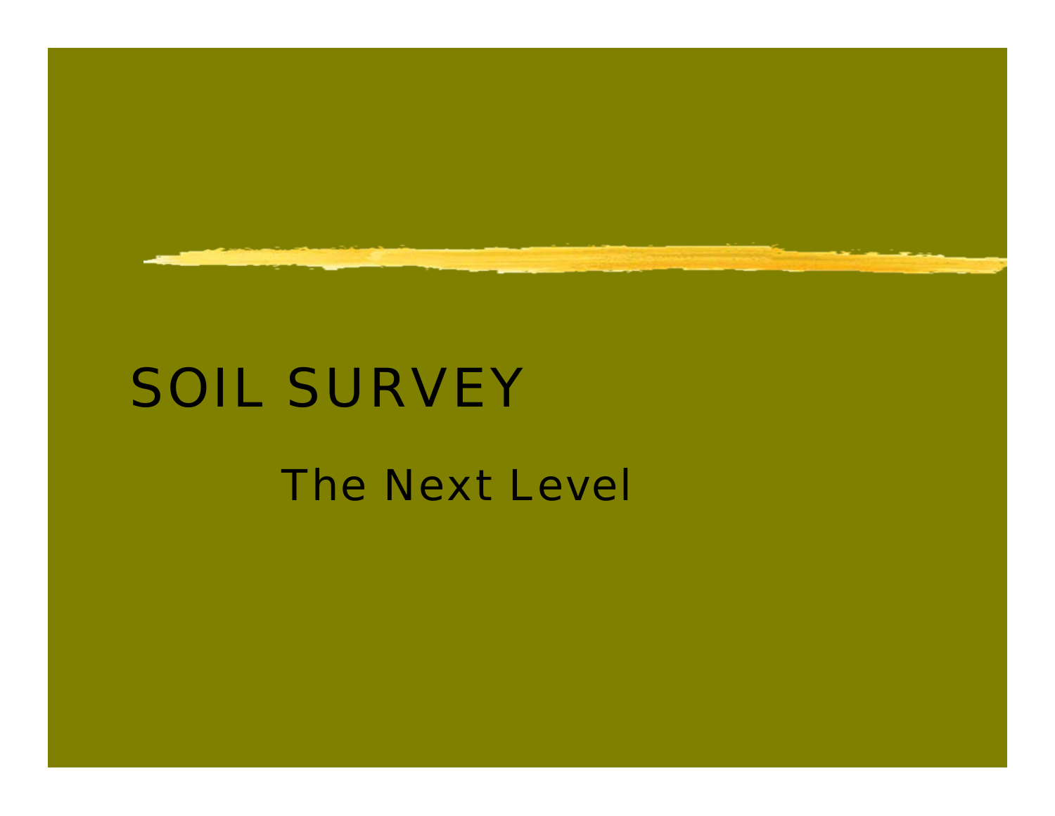# SOIL SURVEY

## The Next Level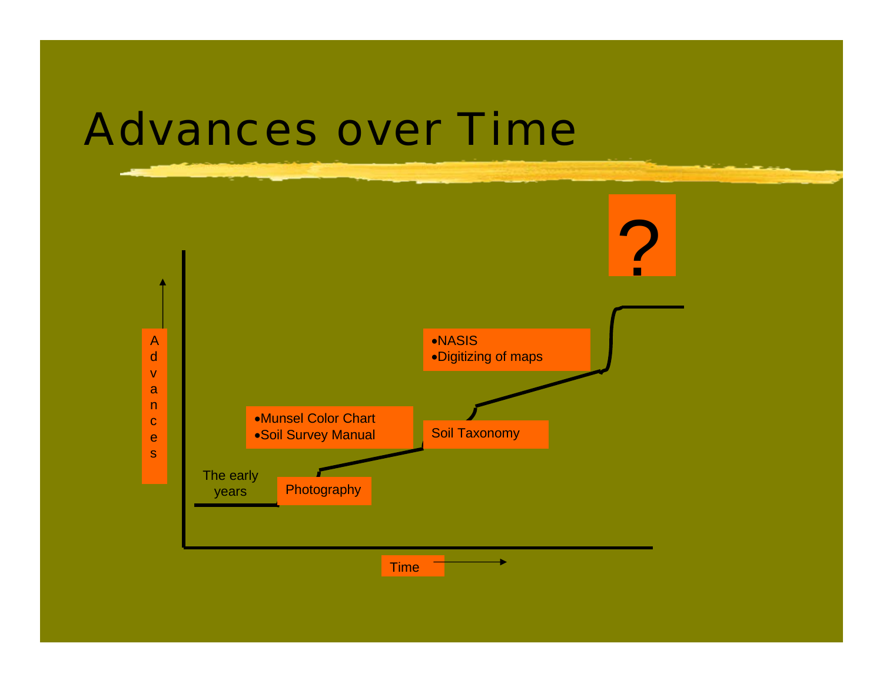# Advances over Time

?

- NASIS
- Digitizing of maps

- Munsel Color Chart
- Soil Survey Manual

Soil Taxonomy

The early years

Photography

Advances

Time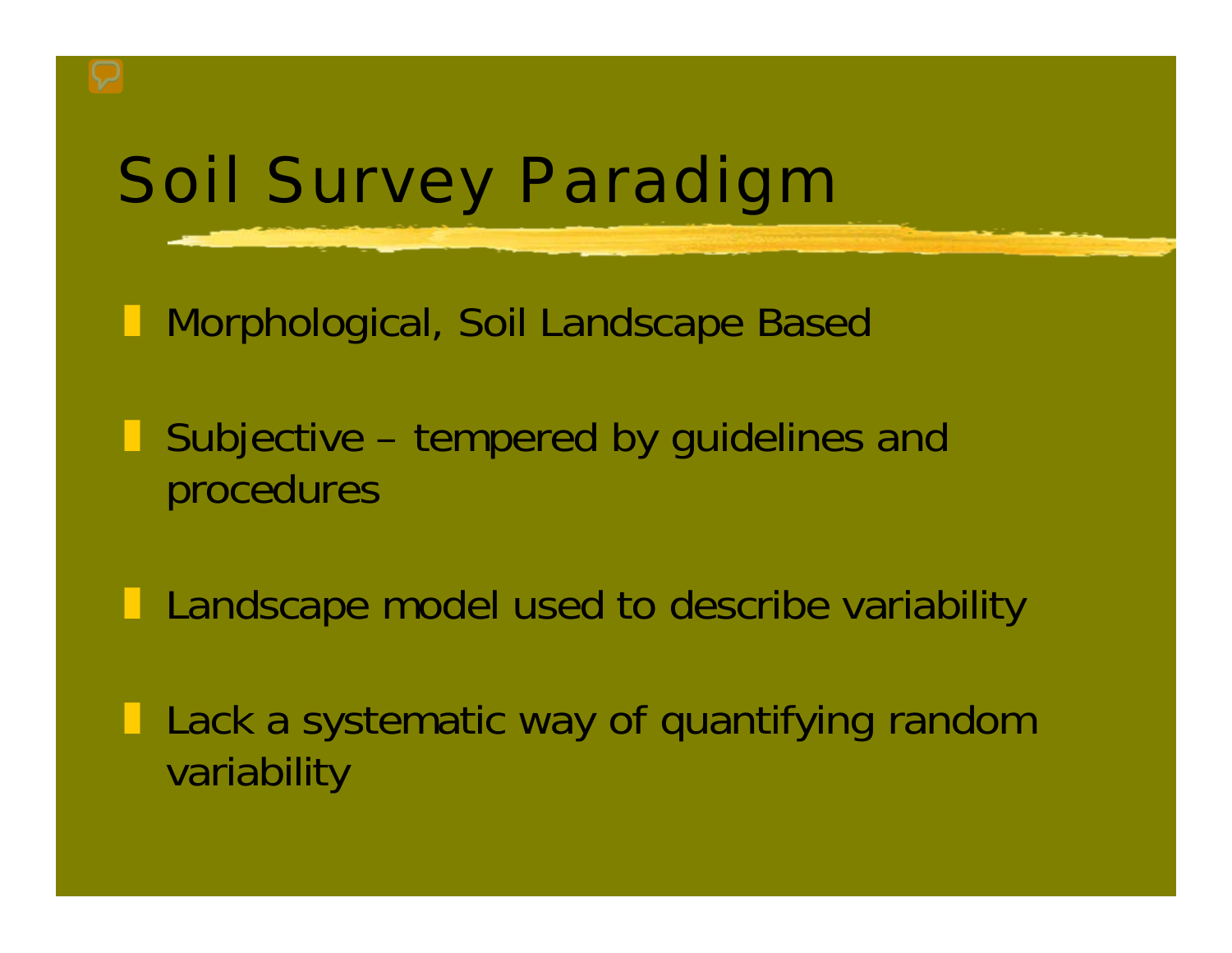# Soil Survey Paradigm

- Morphological, Soil Landscape Based
- Subjective – tempered by guidelines and procedures
- Landscape model used to describe variability
- Lack a systematic way of quantifying random variability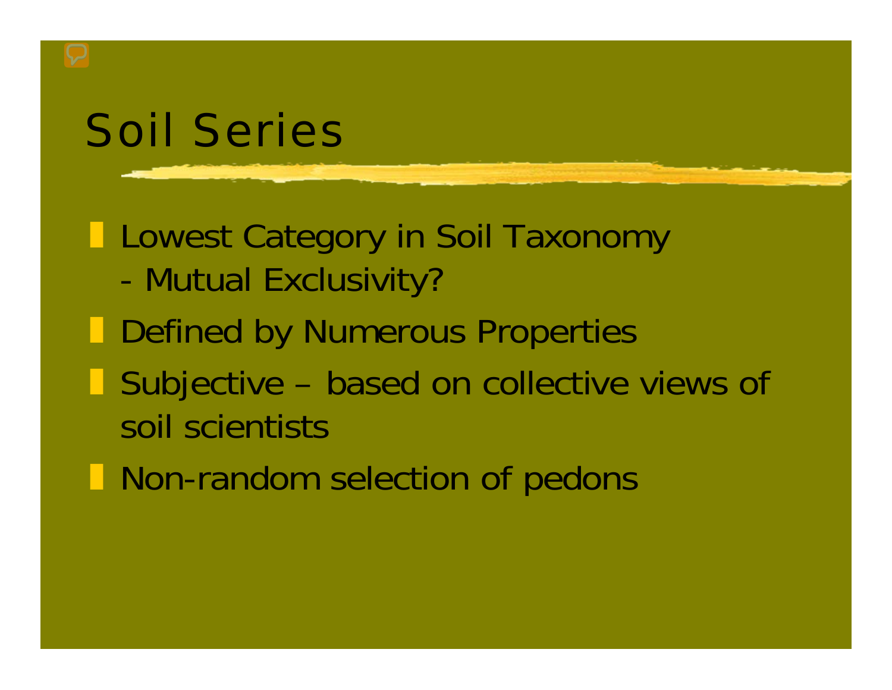# Soil Series

- Lowest Category in Soil Taxonomy
  - Mutual Exclusivity?
- Defined by Numerous Properties
- Subjective – based on collective views of soil scientists
- Non-random selection of pedons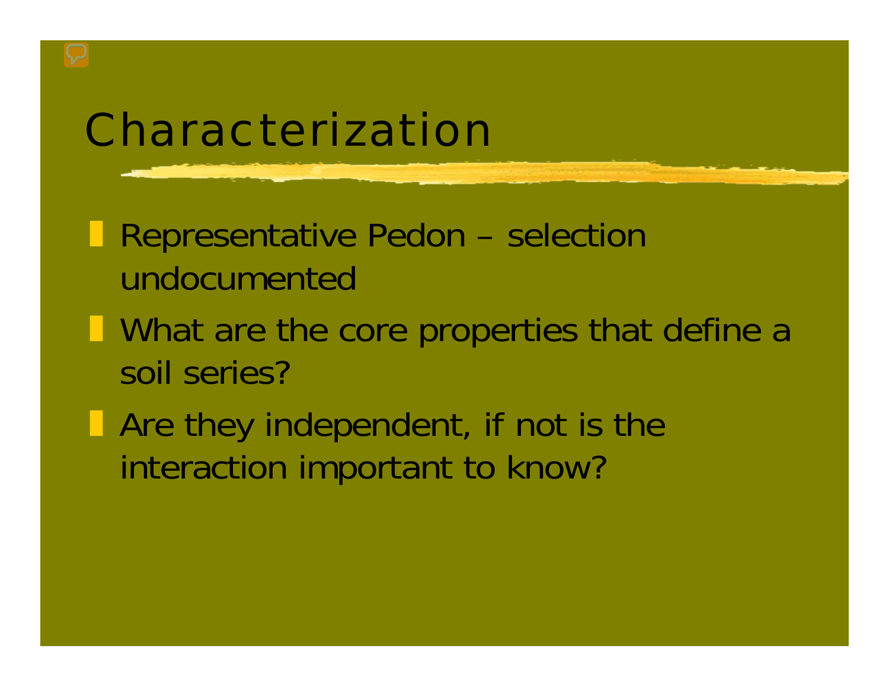# Characterization

- Representative Pedon – selection undocumented
- What are the core properties that define a soil series?
- Are they independent, if not is the interaction important to know?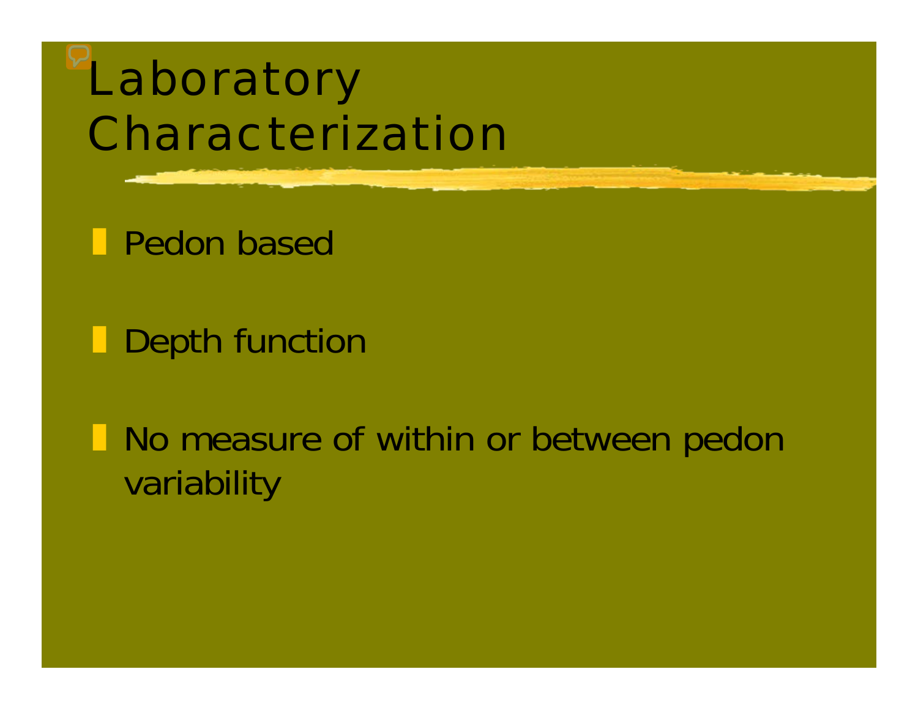# Laboratory Characterization

- Pedon based
- Depth function
- No measure of within or between pedon variability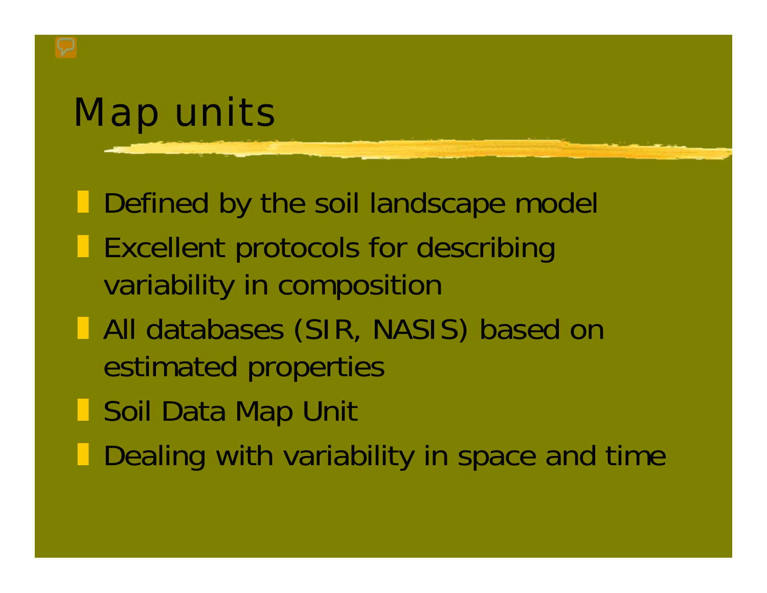# Map units

- Defined by the soil landscape model
- Excellent protocols for describing variability in composition
- All databases (SIR, NASIS) based on estimated properties
- Soil Data Map Unit
- Dealing with variability in space and time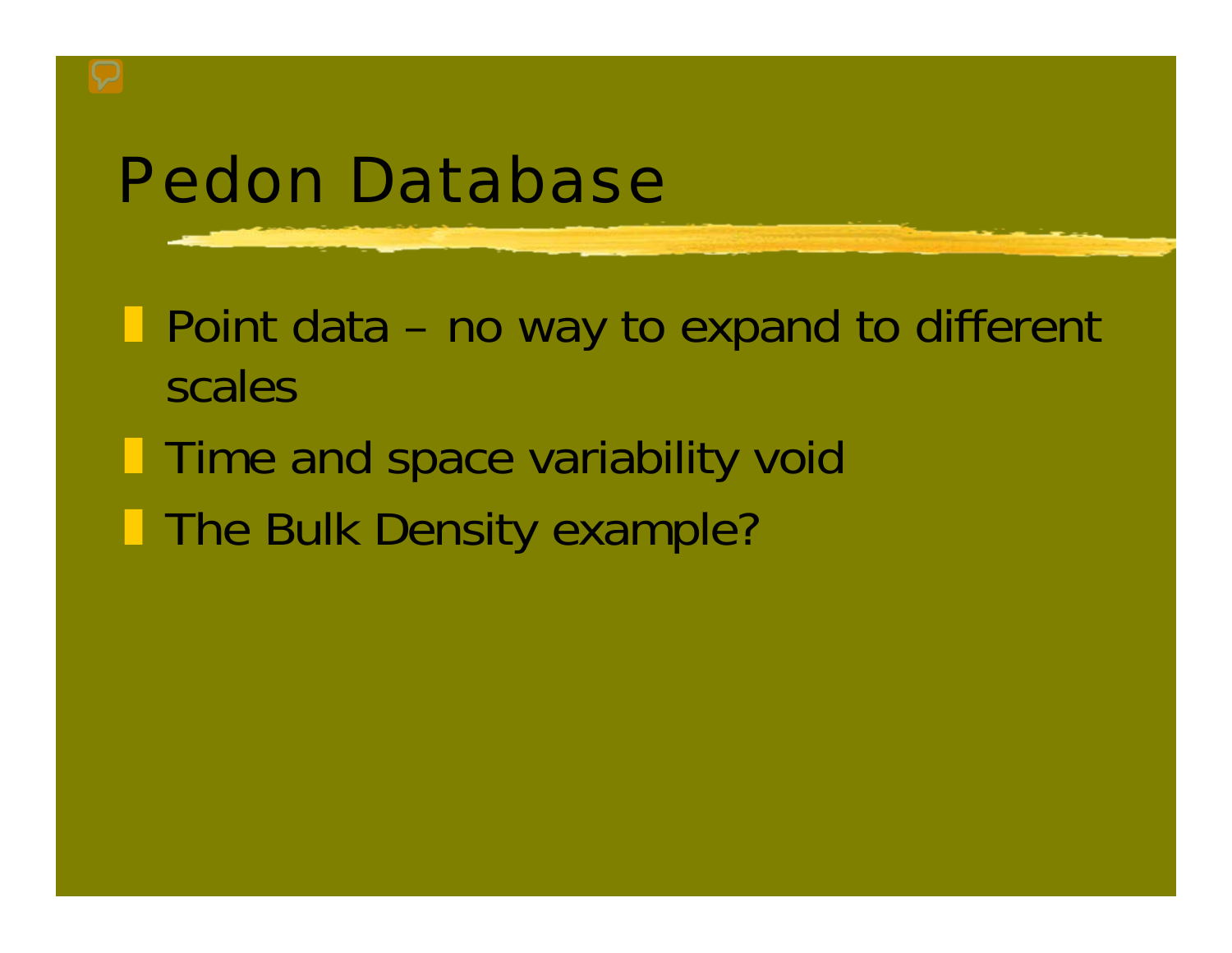# Pedon Database

- Point data – no way to expand to different scales
- Time and space variability void
- The Bulk Density example?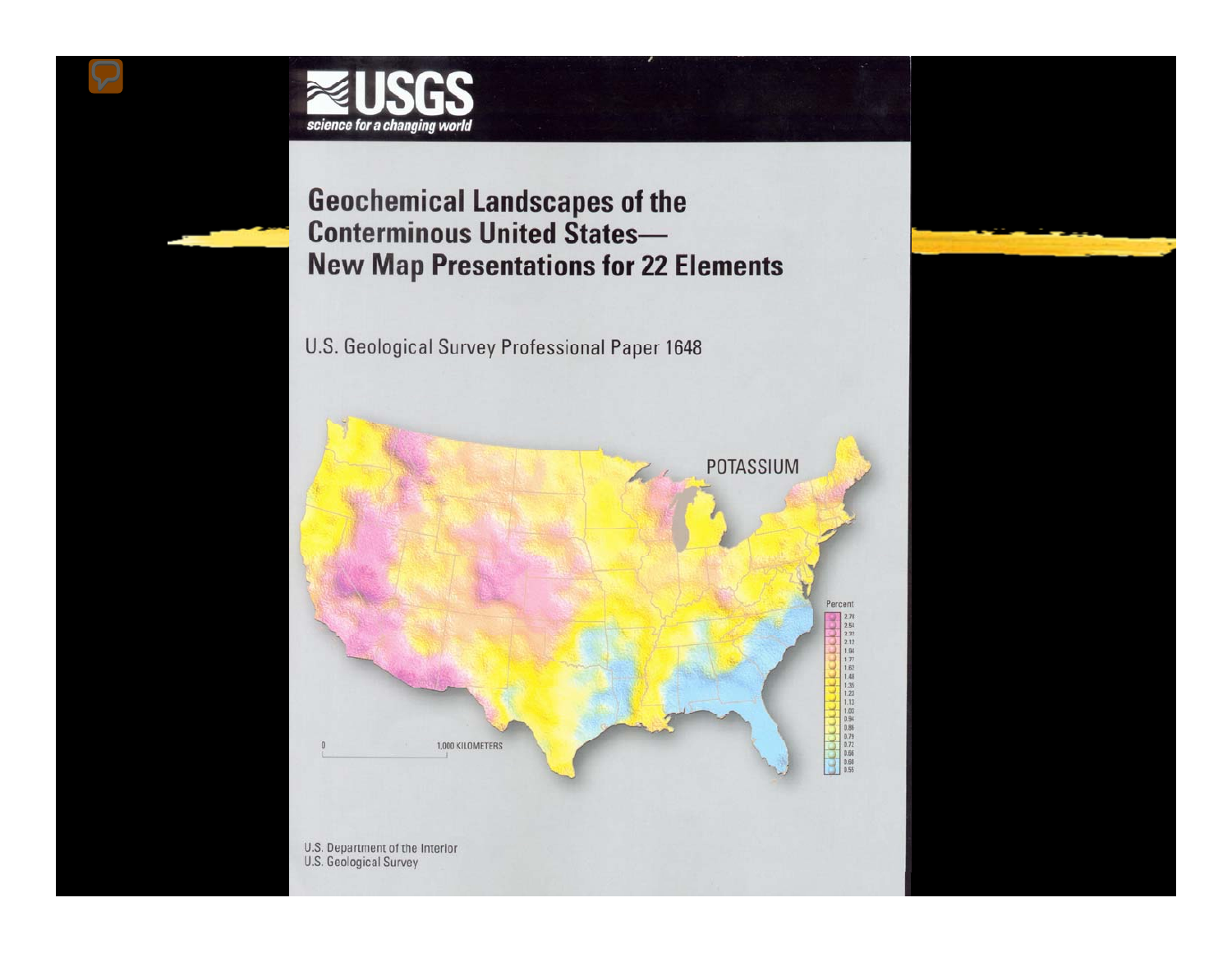# USGS

*science for a changing world*

## Geochemical Landscapes of the Conterminous United States— New Map Presentations for 22 Elements

U.S. Geological Survey Professional Paper 1648

POTASSIUM

Percent

2.78
2.54
2.33
2.12
1.94
1.77
1.62
1.48
1.35
1.23
1.13
1.03
0.94
0.86
0.79
0.72
0.66
0.60
0.55

0 1,000 KILOMETERS

U.S. Department of the Interior
U.S. Geological Survey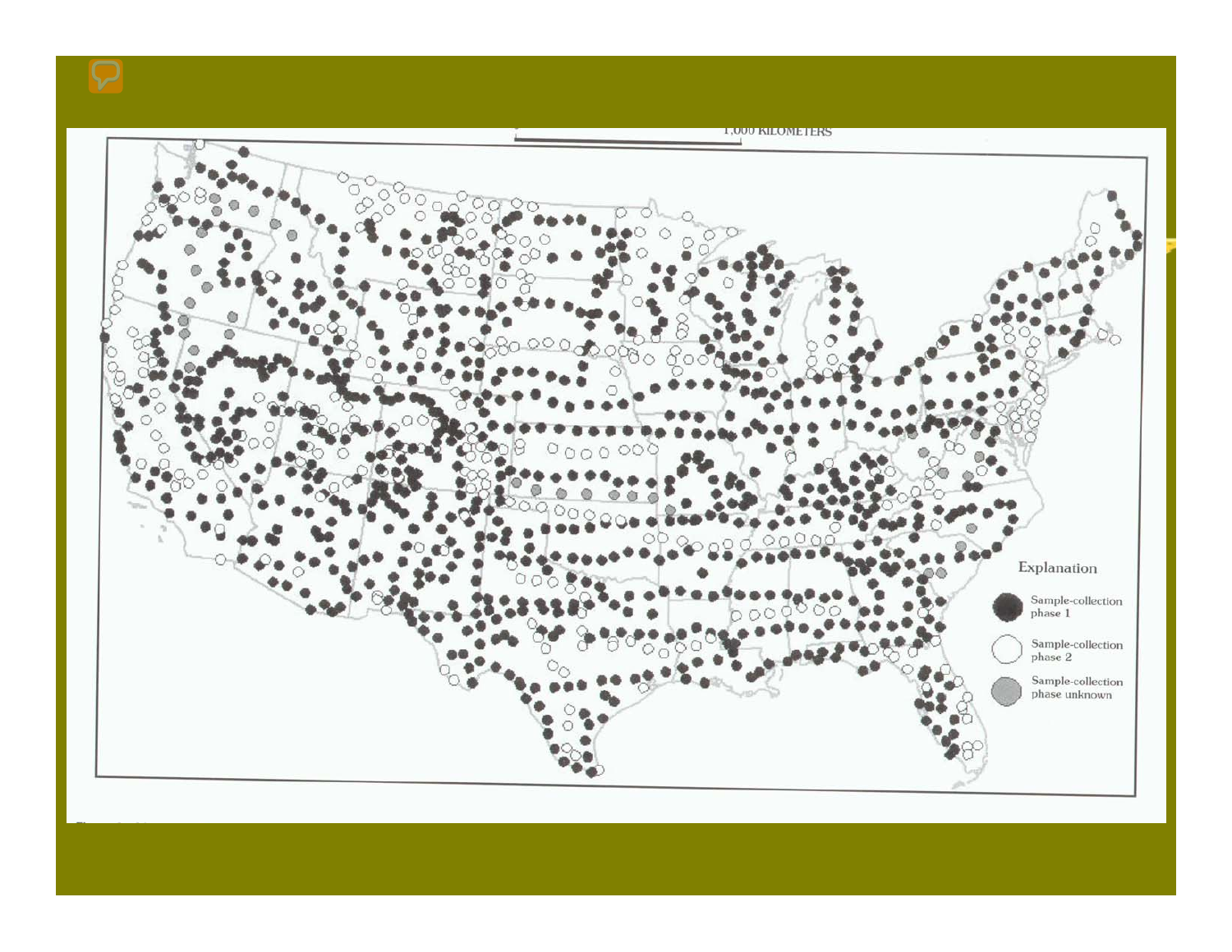1,000 KILOMETERS

Explanation

Sample-collection phase 1

Sample-collection phase 2

Sample-collection phase unknown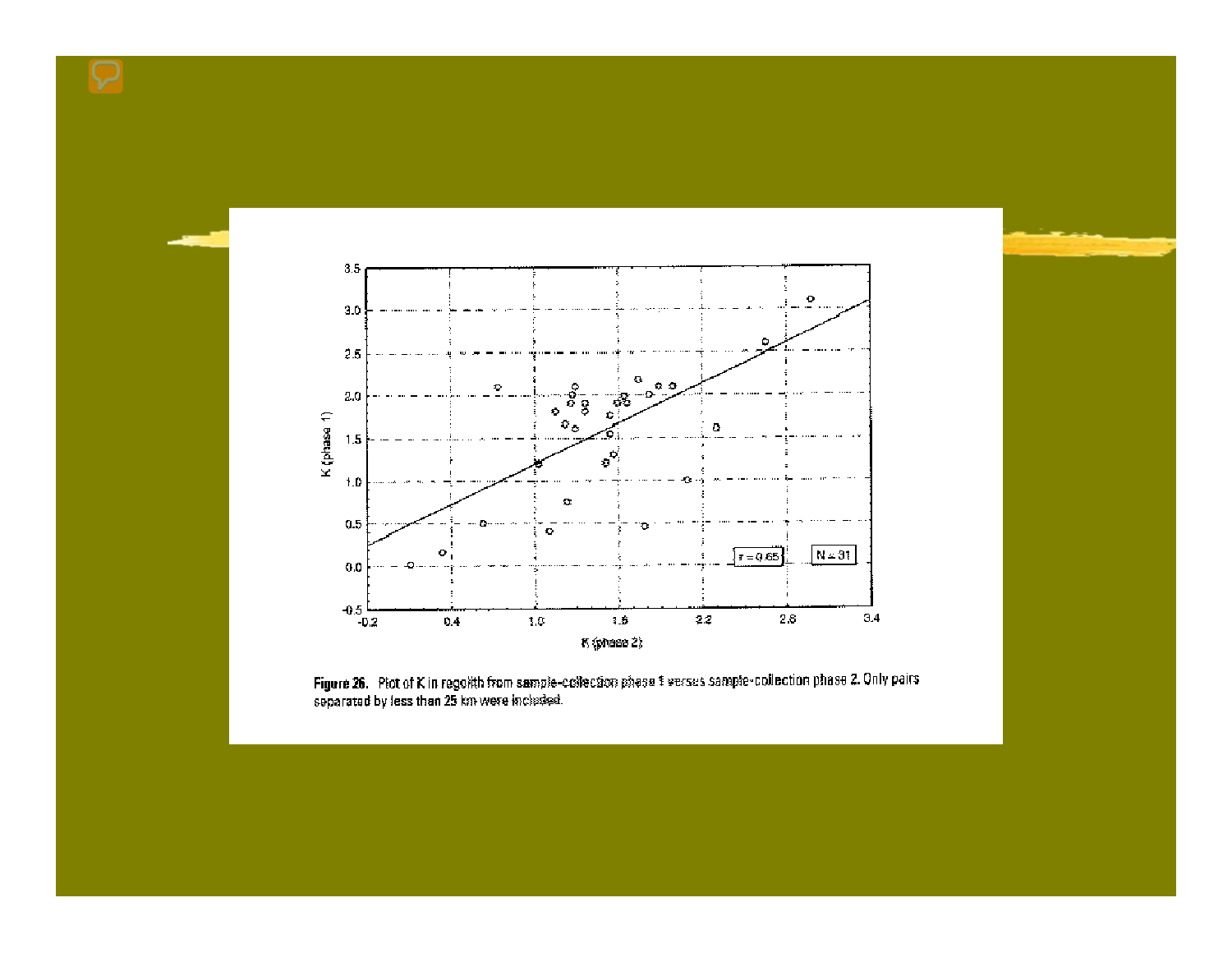**Figure 26.** Plot of K in regolith from sample-collection phase 1 versus sample-collection phase 2. Only pairs separated by less than 25 km were included.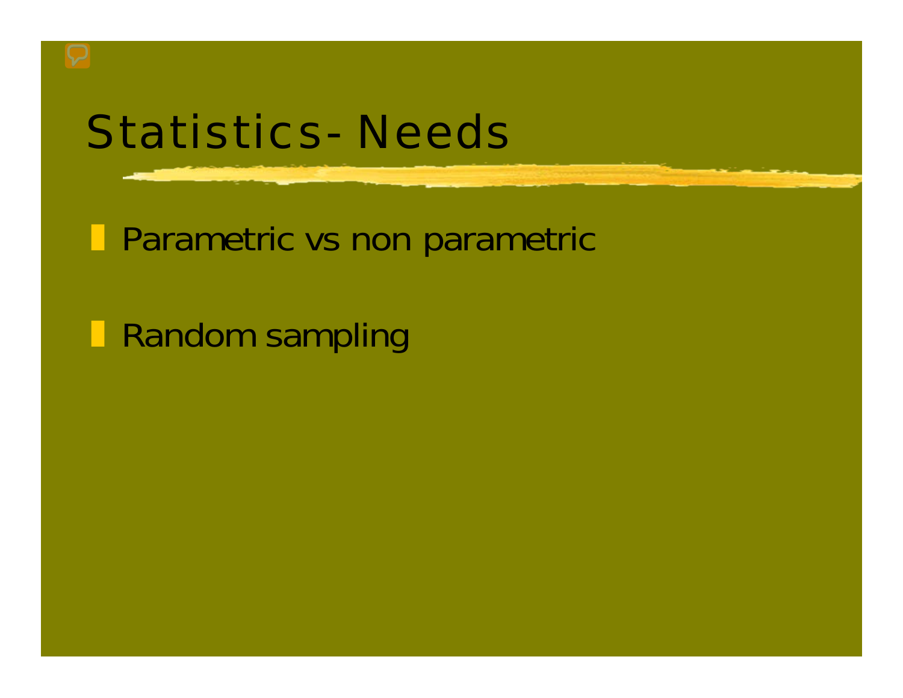# Statistics- Needs

- Parametric vs non parametric

- Random sampling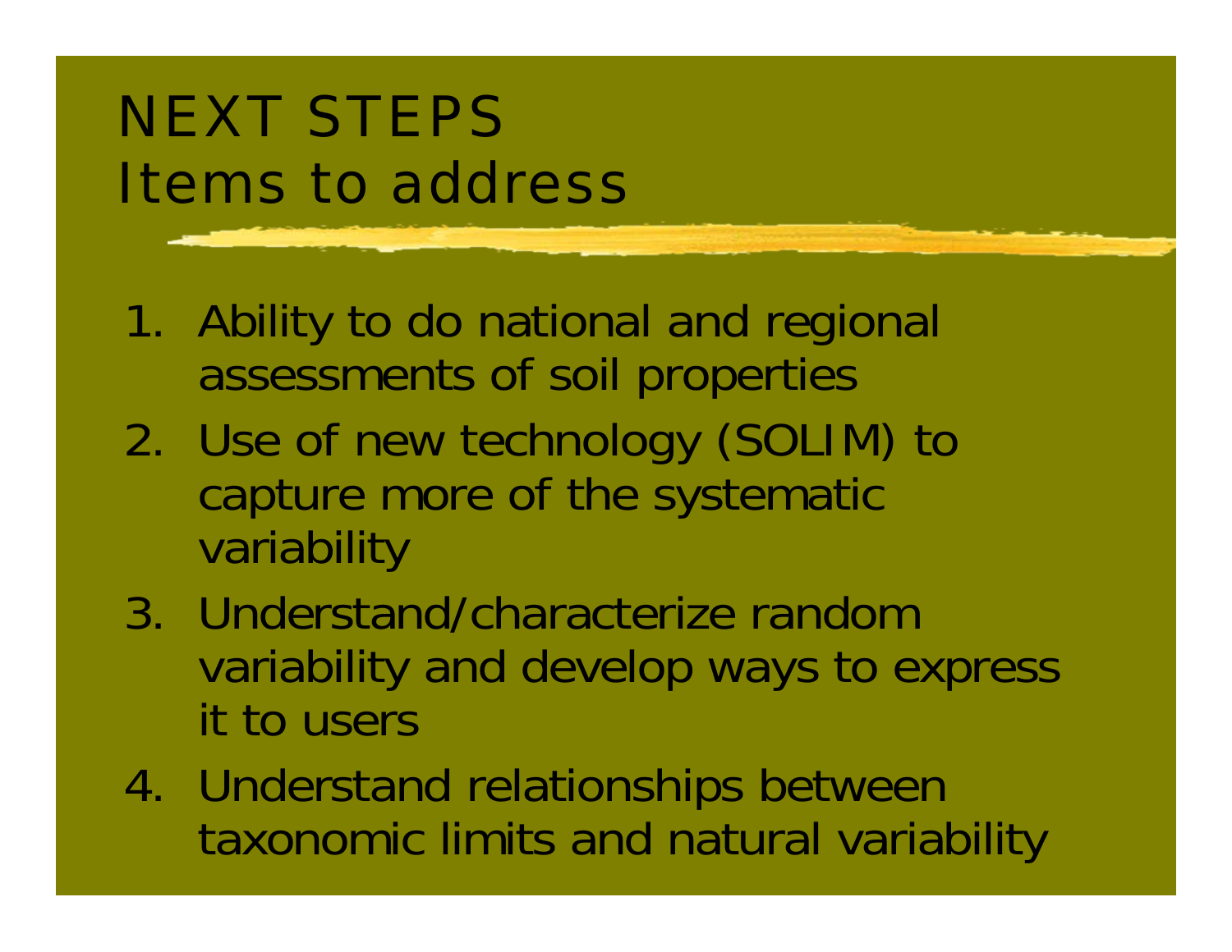# NEXT STEPS
# Items to address

1. Ability to do national and regional assessments of soil properties
2. Use of new technology (SOLIM) to capture more of the systematic variability
3. Understand/characterize random variability and develop ways to express it to users
4. Understand relationships between taxonomic limits and natural variability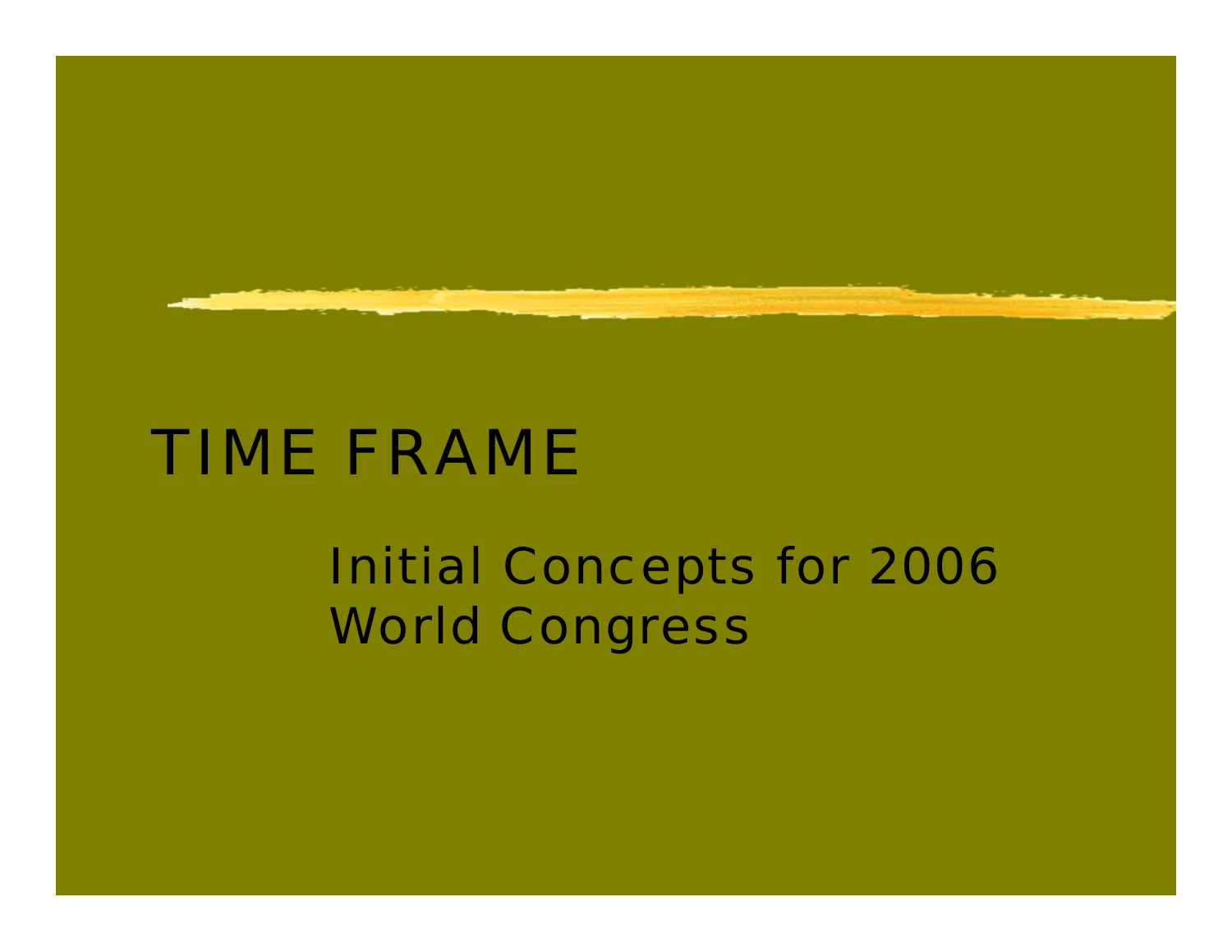# TIME FRAME

Initial Concepts for 2006 World Congress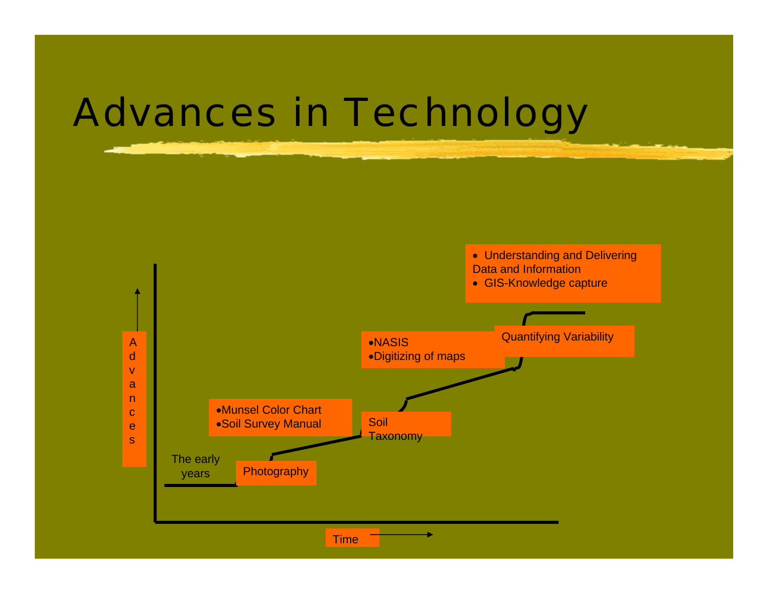# Advances in Technology

- Understanding and Delivering Data and Information
- GIS-Knowledge capture

Quantifying Variability

- NASIS
- Digitizing of maps

- Munsel Color Chart
- Soil Survey Manual

Soil Taxonomy

The early years

Photography

Advances

Time